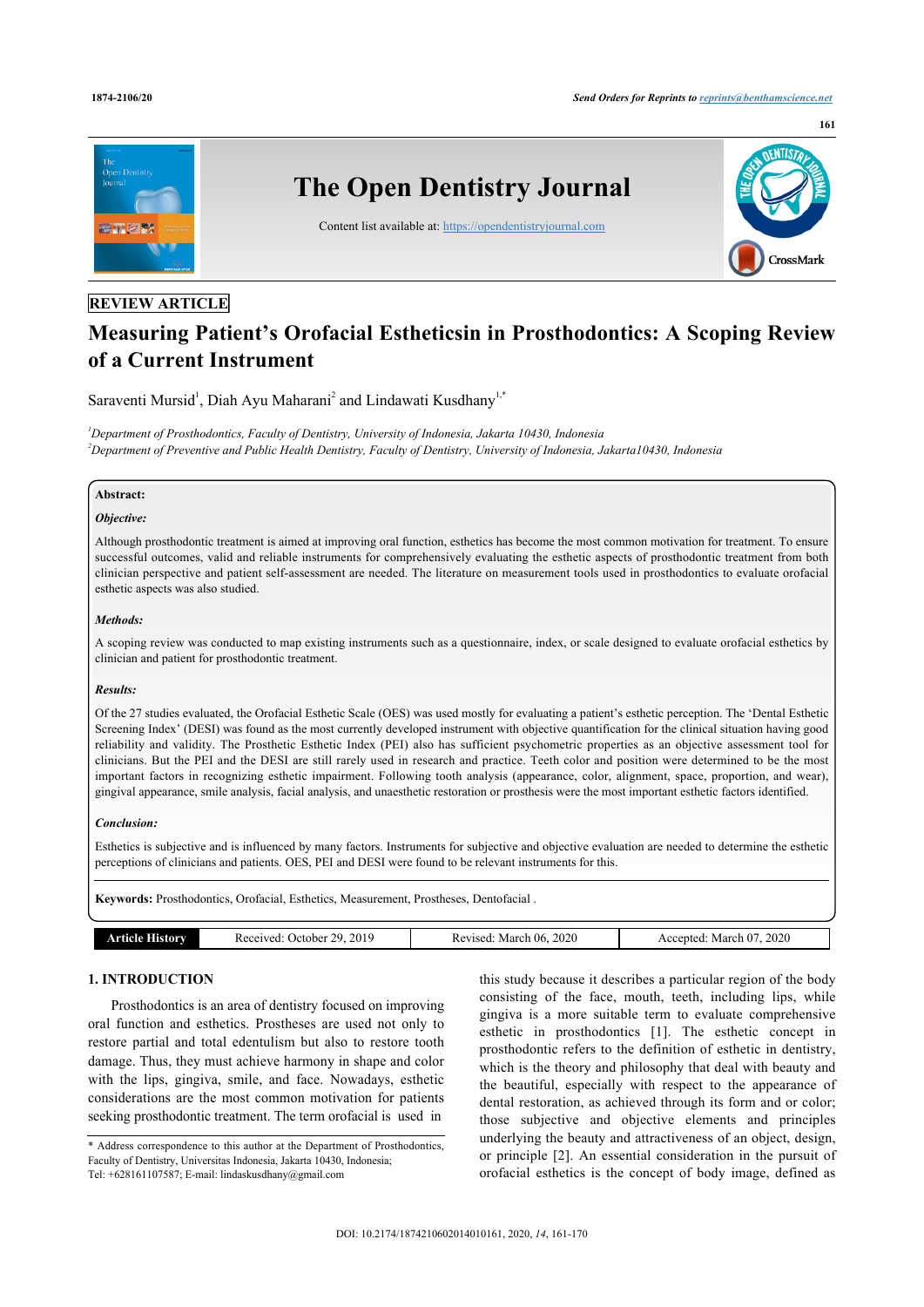REVIEW ARTICLE

# Measuring Patient's Orofacial Estheticsin in Prosthodontics: A Scoping Review of a Current Instrument

Saraventi Mursid[1], Diah Ayu Maharani[2] and Lindawati Kusdhany[1,*]

[1]Department of Prosthodontics, Faculty of Dentistry, University of Indonesia, Jakarta 10430, Indonesia
[2]Department of Preventive and Public Health Dentistry, Faculty of Dentistry, University of Indonesia, Jakarta10430, Indonesia

**Abstract:**

***Objective:***

Although prosthodontic treatment is aimed at improving oral function, esthetics has become the most common motivation for treatment. To ensure successful outcomes, valid and reliable instruments for comprehensively evaluating the esthetic aspects of prosthodontic treatment from both clinician perspective and patient self-assessment are needed. The literature on measurement tools used in prosthodontics to evaluate orofacial esthetic aspects was also studied.

***Methods:***

A scoping review was conducted to map existing instruments such as a questionnaire, index, or scale designed to evaluate orofacial esthetics by clinician and patient for prosthodontic treatment.

***Results:***

Of the 27 studies evaluated, the Orofacial Esthetic Scale (OES) was used mostly for evaluating a patient's esthetic perception. The 'Dental Esthetic Screening Index' (DESI) was found as the most currently developed instrument with objective quantification for the clinical situation having good reliability and validity. The Prosthetic Esthetic Index (PEI) also has sufficient psychometric properties as an objective assessment tool for clinicians. But the PEI and the DESI are still rarely used in research and practice. Teeth color and position were determined to be the most important factors in recognizing esthetic impairment. Following tooth analysis (appearance, color, alignment, space, proportion, and wear), gingival appearance, smile analysis, facial analysis, and unaesthetic restoration or prosthesis were the most important esthetic factors identified.

***Conclusion:***

Esthetics is subjective and is influenced by many factors. Instruments for subjective and objective evaluation are needed to determine the esthetic perceptions of clinicians and patients. OES, PEI and DESI were found to be relevant instruments for this.

**Keywords:** Prosthodontics, Orofacial, Esthetics, Measurement, Prostheses, Dentofacial .

| Article History | Received: October 29, 2019 | Revised: March 06, 2020 | Accepted: March 07, 2020 |
|---|---|---|---|

## 1. INTRODUCTION

Prosthodontics is an area of dentistry focused on improving oral function and esthetics. Prostheses are used not only to restore partial and total edentulism but also to restore tooth damage. Thus, they must achieve harmony in shape and color with the lips, gingiva, smile, and face. Nowadays, esthetic considerations are the most common motivation for patients seeking prosthodontic treatment. The term orofacial is used in this study because it describes a particular region of the body consisting of the face, mouth, teeth, including lips, while gingiva is a more suitable term to evaluate comprehensive esthetic in prosthodontics [1]. The esthetic concept in prosthodontic refers to the definition of esthetic in dentistry, which is the theory and philosophy that deal with beauty and the beautiful, especially with respect to the appearance of dental restoration, as achieved through its form and or color; those subjective and objective elements and principles underlying the beauty and attractiveness of an object, design, or principle [2]. An essential consideration in the pursuit of orofacial esthetics is the concept of body image, defined as

\* Address correspondence to this author at the Department of Prosthodontics, Faculty of Dentistry, Universitas Indonesia, Jakarta 10430, Indonesia; Tel: +628161107587; E-mail: lindaskusdhany@gmail.com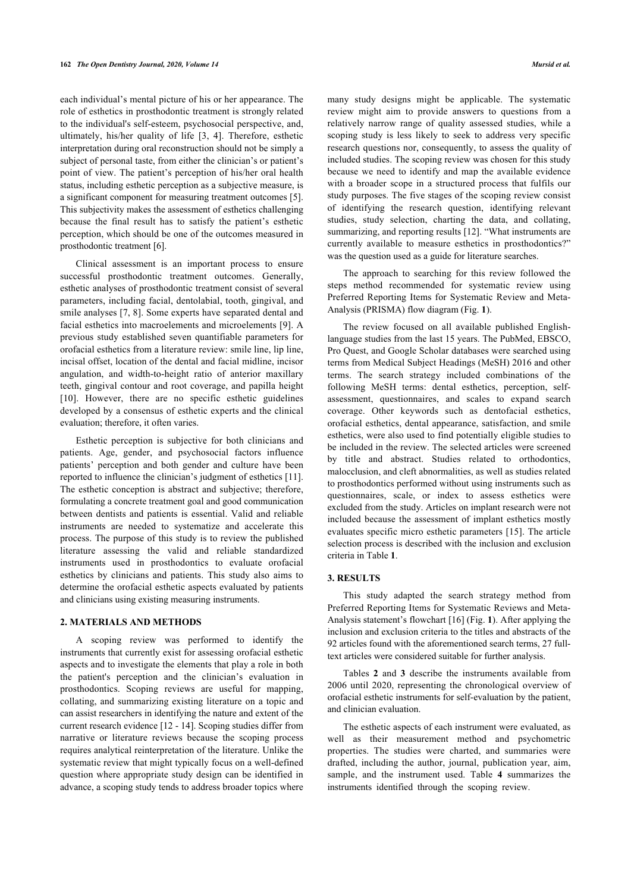each individual's mental picture of his or her appearance. The role of esthetics in prosthodontic treatment is strongly related to the individual's self-esteem, psychosocial perspective, and, ultimately, his/her quality of life [3, 4]. Therefore, esthetic interpretation during oral reconstruction should not be simply a subject of personal taste, from either the clinician's or patient's point of view. The patient's perception of his/her oral health status, including esthetic perception as a subjective measure, is a significant component for measuring treatment outcomes [5]. This subjectivity makes the assessment of esthetics challenging because the final result has to satisfy the patient's esthetic perception, which should be one of the outcomes measured in prosthodontic treatment [6].

Clinical assessment is an important process to ensure successful prosthodontic treatment outcomes. Generally, esthetic analyses of prosthodontic treatment consist of several parameters, including facial, dentolabial, tooth, gingival, and smile analyses [7, 8]. Some experts have separated dental and facial esthetics into macroelements and microelements [9]. A previous study established seven quantifiable parameters for orofacial esthetics from a literature review: smile line, lip line, incisal offset, location of the dental and facial midline, incisor angulation, and width-to-height ratio of anterior maxillary teeth, gingival contour and root coverage, and papilla height [10]. However, there are no specific esthetic guidelines developed by a consensus of esthetic experts and the clinical evaluation; therefore, it often varies.

Esthetic perception is subjective for both clinicians and patients. Age, gender, and psychosocial factors influence patients' perception and both gender and culture have been reported to influence the clinician's judgment of esthetics [11]. The esthetic conception is abstract and subjective; therefore, formulating a concrete treatment goal and good communication between dentists and patients is essential. Valid and reliable instruments are needed to systematize and accelerate this process. The purpose of this study is to review the published literature assessing the valid and reliable standardized instruments used in prosthodontics to evaluate orofacial esthetics by clinicians and patients. This study also aims to determine the orofacial esthetic aspects evaluated by patients and clinicians using existing measuring instruments.

## 2. MATERIALS AND METHODS

A scoping review was performed to identify the instruments that currently exist for assessing orofacial esthetic aspects and to investigate the elements that play a role in both the patient's perception and the clinician's evaluation in prosthodontics. Scoping reviews are useful for mapping, collating, and summarizing existing literature on a topic and can assist researchers in identifying the nature and extent of the current research evidence [12 - 14]. Scoping studies differ from narrative or literature reviews because the scoping process requires analytical reinterpretation of the literature. Unlike the systematic review that might typically focus on a well-defined question where appropriate study design can be identified in advance, a scoping study tends to address broader topics where many study designs might be applicable. The systematic review might aim to provide answers to questions from a relatively narrow range of quality assessed studies, while a scoping study is less likely to seek to address very specific research questions nor, consequently, to assess the quality of included studies. The scoping review was chosen for this study because we need to identify and map the available evidence with a broader scope in a structured process that fulfils our study purposes. The five stages of the scoping review consist of identifying the research question, identifying relevant studies, study selection, charting the data, and collating, summarizing, and reporting results [12]. "What instruments are currently available to measure esthetics in prosthodontics?" was the question used as a guide for literature searches.

The approach to searching for this review followed the steps method recommended for systematic review using Preferred Reporting Items for Systematic Review and Meta-Analysis (PRISMA) flow diagram (Fig. **1**).

The review focused on all available published English-language studies from the last 15 years. The PubMed, EBSCO, Pro Quest, and Google Scholar databases were searched using terms from Medical Subject Headings (MeSH) 2016 and other terms. The search strategy included combinations of the following MeSH terms: dental esthetics, perception, self-assessment, questionnaires, and scales to expand search coverage. Other keywords such as dentofacial esthetics, orofacial esthetics, dental appearance, satisfaction, and smile esthetics, were also used to find potentially eligible studies to be included in the review. The selected articles were screened by title and abstract. Studies related to orthodontics, malocclusion, and cleft abnormalities, as well as studies related to prosthodontics performed without using instruments such as questionnaires, scale, or index to assess esthetics were excluded from the study. Articles on implant research were not included because the assessment of implant esthetics mostly evaluates specific micro esthetic parameters [15]. The article selection process is described with the inclusion and exclusion criteria in Table **1**.

## 3. RESULTS

This study adapted the search strategy method from Preferred Reporting Items for Systematic Reviews and Meta-Analysis statement's flowchart [16] (Fig. **1**). After applying the inclusion and exclusion criteria to the titles and abstracts of the 92 articles found with the aforementioned search terms, 27 full-text articles were considered suitable for further analysis.

Tables **2** and **3** describe the instruments available from 2006 until 2020, representing the chronological overview of orofacial esthetic instruments for self-evaluation by the patient, and clinician evaluation.

The esthetic aspects of each instrument were evaluated, as well as their measurement method and psychometric properties. The studies were charted, and summaries were drafted, including the author, journal, publication year, aim, sample, and the instrument used. Table **4** summarizes the instruments identified through the scoping review.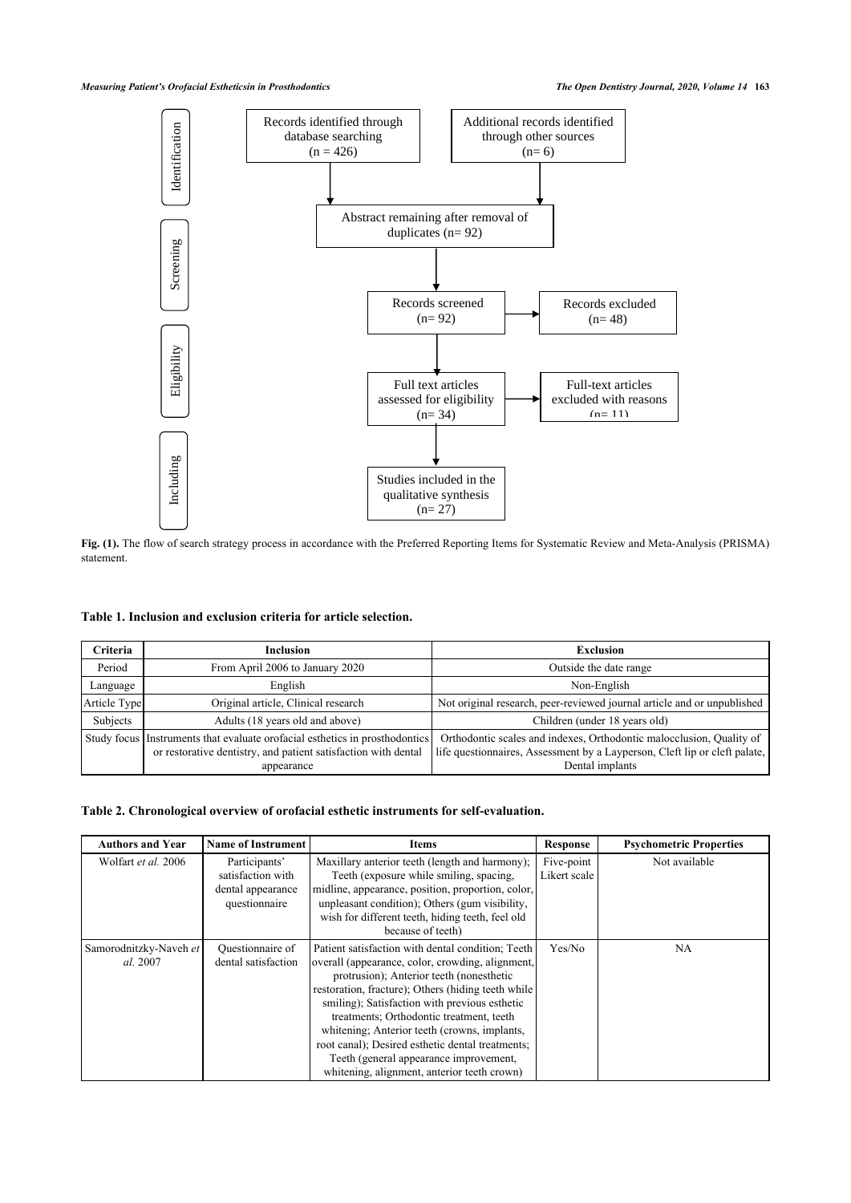Identification

Records identified through database searching (n = 426)

Additional records identified through other sources (n= 6)

Abstract remaining after removal of duplicates (n= 92)

Screening

Records screened (n= 92)

Records excluded (n= 48)

Eligibility

Full text articles assessed for eligibility (n= 34)

Full-text articles excluded with reasons (n= 11)

Including

Studies included in the qualitative synthesis (n= 27)

**Fig. (1).** The flow of search strategy process in accordance with the Preferred Reporting Items for Systematic Review and Meta-Analysis (PRISMA) statement.

**Table 1. Inclusion and exclusion criteria for article selection.**

| Criteria | Inclusion | Exclusion |
|---|---|---|
| Period | From April 2006 to January 2020 | Outside the date range |
| Language | English | Non-English |
| Article Type | Original article, Clinical research | Not original research, peer-reviewed journal article and or unpublished |
| Subjects | Adults (18 years old and above) | Children (under 18 years old) |
| Study focus | Instruments that evaluate orofacial esthetics in prosthodontics or restorative dentistry, and patient satisfaction with dental appearance | Orthodontic scales and indexes, Orthodontic malocclusion, Quality of life questionnaires, Assessment by a Layperson, Cleft lip or cleft palate, Dental implants |

**Table 2. Chronological overview of orofacial esthetic instruments for self-evaluation.**

| Authors and Year | Name of Instrument | Items | Response | Psychometric Properties |
|---|---|---|---|---|
| Wolfart *et al.* 2006 | Participants' satisfaction with dental appearance questionnaire | Maxillary anterior teeth (length and harmony); Teeth (exposure while smiling, spacing, midline, appearance, position, proportion, color, unpleasant condition); Others (gum visibility, wish for different teeth, hiding teeth, feel old because of teeth) | Five-point Likert scale | Not available |
| Samorodnitzky-Naveh *et al.* 2007 | Questionnaire of dental satisfaction | Patient satisfaction with dental condition; Teeth overall (appearance, color, crowding, alignment, protrusion); Anterior teeth (nonesthetic restoration, fracture); Others (hiding teeth while smiling); Satisfaction with previous esthetic treatments; Orthodontic treatment, teeth whitening; Anterior teeth (crowns, implants, root canal); Desired esthetic dental treatments; Teeth (general appearance improvement, whitening, alignment, anterior teeth crown) | Yes/No | NA |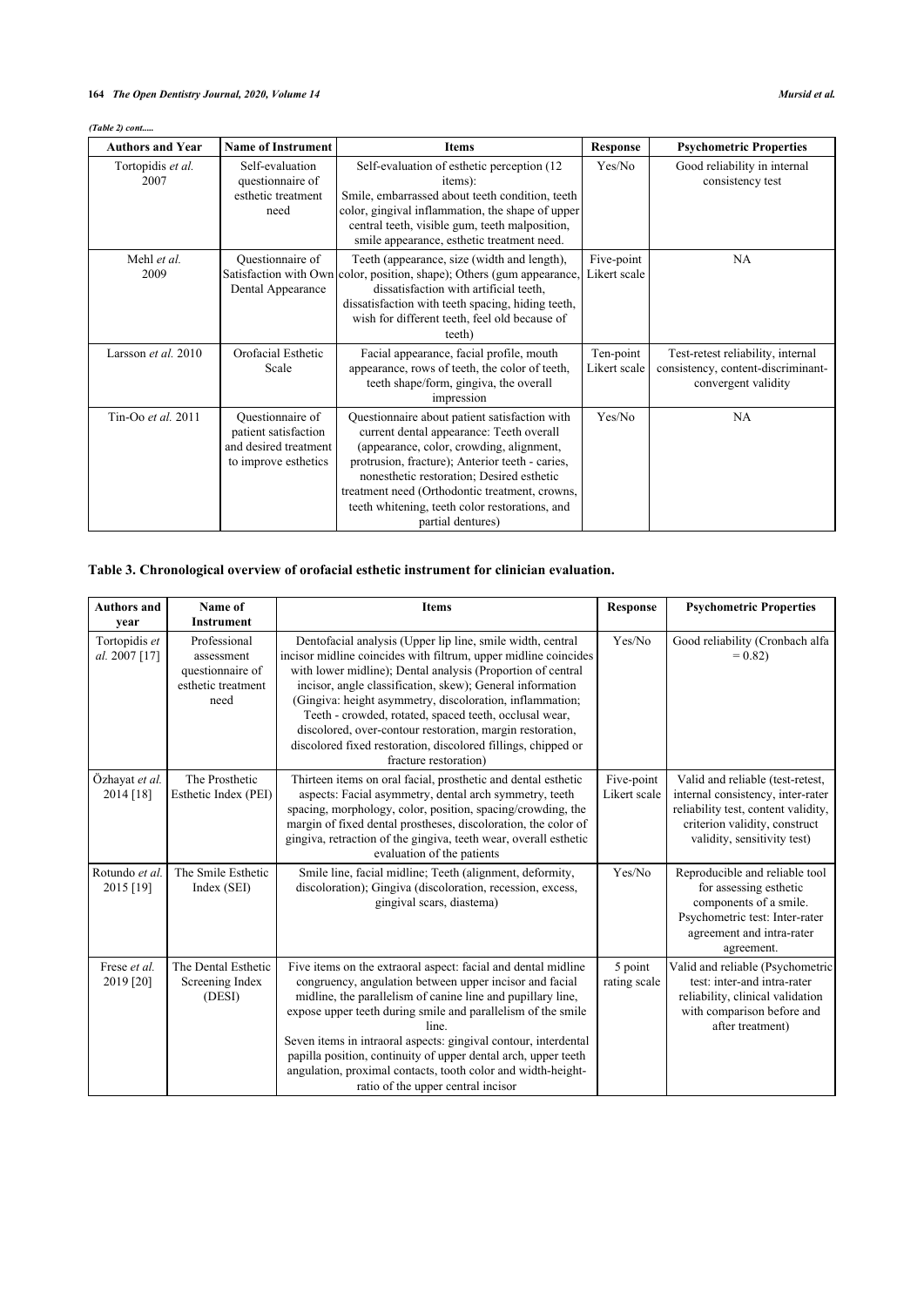*(Table 2) cont.....*

| Authors and Year | Name of Instrument | Items | Response | Psychometric Properties |
|---|---|---|---|---|
| Tortopidis *et al.* 2007 | Self-evaluation questionnaire of esthetic treatment need | Self-evaluation of esthetic perception (12 items): Smile, embarrassed about teeth condition, teeth color, gingival inflammation, the shape of upper central teeth, visible gum, teeth malposition, smile appearance, esthetic treatment need. | Yes/No | Good reliability in internal consistency test |
| Mehl *et al.* 2009 | Questionnaire of Satisfaction with Own Dental Appearance | Teeth (appearance, size (width and length), color, position, shape); Others (gum appearance, dissatisfaction with artificial teeth, dissatisfaction with teeth spacing, hiding teeth, wish for different teeth, feel old because of teeth) | Five-point Likert scale | NA |
| Larsson *et al.* 2010 | Orofacial Esthetic Scale | Facial appearance, facial profile, mouth appearance, rows of teeth, the color of teeth, teeth shape/form, gingiva, the overall impression | Ten-point Likert scale | Test-retest reliability, internal consistency, content-discriminant-convergent validity |
| Tin-Oo *et al.* 2011 | Questionnaire of patient satisfaction and desired treatment to improve esthetics | Questionnaire about patient satisfaction with current dental appearance: Teeth overall (appearance, color, crowding, alignment, protrusion, fracture); Anterior teeth - caries, nonesthetic restoration; Desired esthetic treatment need (Orthodontic treatment, crowns, teeth whitening, teeth color restorations, and partial dentures) | Yes/No | NA |

**Table 3. Chronological overview of orofacial esthetic instrument for clinician evaluation.**

| Authors and year | Name of Instrument | Items | Response | Psychometric Properties |
|---|---|---|---|---|
| Tortopidis *et al.* 2007 [17] | Professional assessment questionnaire of esthetic treatment need | Dentofacial analysis (Upper lip line, smile width, central incisor midline coincides with filtrum, upper midline coincides with lower midline); Dental analysis (Proportion of central incisor, angle classification, skew); General information (Gingiva: height asymmetry, discoloration, inflammation; Teeth - crowded, rotated, spaced teeth, occlusal wear, discolored, over-contour restoration, margin restoration, discolored fixed restoration, discolored fillings, chipped or fracture restoration) | Yes/No | Good reliability (Cronbach alfa = 0.82) |
| Özhayat *et al.* 2014 [18] | The Prosthetic Esthetic Index (PEI) | Thirteen items on oral facial, prosthetic and dental esthetic aspects: Facial asymmetry, dental arch symmetry, teeth spacing, morphology, color, position, spacing/crowding, the margin of fixed dental prostheses, discoloration, the color of gingiva, retraction of the gingiva, teeth wear, overall esthetic evaluation of the patients | Five-point Likert scale | Valid and reliable (test-retest, internal consistency, inter-rater reliability test, content validity, criterion validity, construct validity, sensitivity test) |
| Rotundo *et al.* 2015 [19] | The Smile Esthetic Index (SEI) | Smile line, facial midline; Teeth (alignment, deformity, discoloration); Gingiva (discoloration, recession, excess, gingival scars, diastema) | Yes/No | Reproducible and reliable tool for assessing esthetic components of a smile. Psychometric test: Inter-rater agreement and intra-rater agreement. |
| Frese *et al.* 2019 [20] | The Dental Esthetic Screening Index (DESI) | Five items on the extraoral aspect: facial and dental midline congruency, angulation between upper incisor and facial midline, the parallelism of canine line and pupillary line, expose upper teeth during smile and parallelism of the smile line. Seven items in intraoral aspects: gingival contour, interdental papilla position, continuity of upper dental arch, upper teeth angulation, proximal contacts, tooth color and width-height-ratio of the upper central incisor | 5 point rating scale | Valid and reliable (Psychometric test: inter-and intra-rater reliability, clinical validation with comparison before and after treatment) |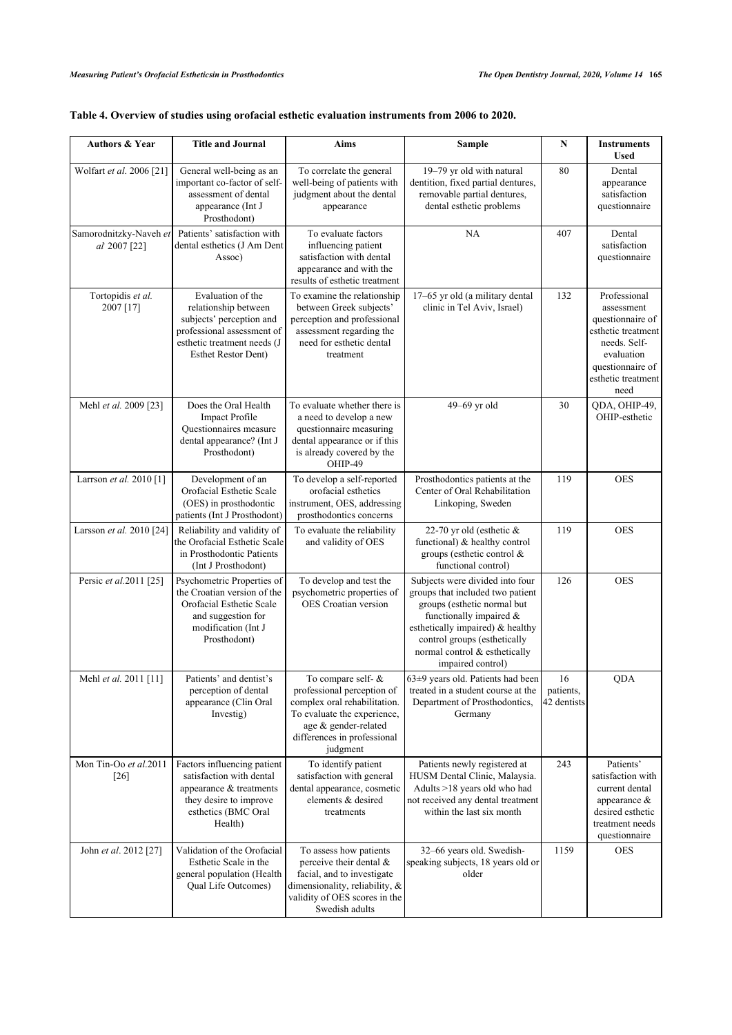**Table 4. Overview of studies using orofacial esthetic evaluation instruments from 2006 to 2020.**

| Authors & Year | Title and Journal | Aims | Sample | N | Instruments Used |
|---|---|---|---|---|---|
| Wolfart *et al*. 2006 [21] | General well-being as an important co-factor of self-assessment of dental appearance (Int J Prosthodont) | To correlate the general well-being of patients with judgment about the dental appearance | 19–79 yr old with natural dentition, fixed partial dentures, removable partial dentures, dental esthetic problems | 80 | Dental appearance satisfaction questionnaire |
| Samorodnitzky-Naveh *et al* 2007 [22] | Patients' satisfaction with dental esthetics (J Am Dent Assoc) | To evaluate factors influencing patient satisfaction with dental appearance and with the results of esthetic treatment | NA | 407 | Dental satisfaction questionnaire |
| Tortopidis *et al.* 2007 [17] | Evaluation of the relationship between subjects' perception and professional assessment of esthetic treatment needs (J Esthet Restor Dent) | To examine the relationship between Greek subjects' perception and professional assessment regarding the need for esthetic dental treatment | 17–65 yr old (a military dental clinic in Tel Aviv, Israel) | 132 | Professional assessment questionnaire of esthetic treatment needs. Self-evaluation questionnaire of esthetic treatment need |
| Mehl *et al.* 2009 [23] | Does the Oral Health Impact Profile Questionnaires measure dental appearance? (Int J Prosthodont) | To evaluate whether there is a need to develop a new questionnaire measuring dental appearance or if this is already covered by the OHIP-49 | 49–69 yr old | 30 | QDA, OHIP-49, OHIP-esthetic |
| Larrson *et al.* 2010 [1] | Development of an Orofacial Esthetic Scale (OES) in prosthodontic patients (Int J Prosthodont) | To develop a self-reported orofacial esthetics instrument, OES, addressing prosthodontics concerns | Prosthodontics patients at the Center of Oral Rehabilitation Linkoping, Sweden | 119 | OES |
| Larsson *et al.* 2010 [24] | Reliability and validity of the Orofacial Esthetic Scale in Prosthodontic Patients (Int J Prosthodont) | To evaluate the reliability and validity of OES | 22-70 yr old (esthetic & functional) & healthy control groups (esthetic control & functional control) | 119 | OES |
| Persic *et al.*2011 [25] | Psychometric Properties of the Croatian version of the Orofacial Esthetic Scale and suggestion for modification (Int J Prosthodont) | To develop and test the psychometric properties of OES Croatian version | Subjects were divided into four groups that included two patient groups (esthetic normal but functionally impaired & esthetically impaired) & healthy control groups (esthetically normal control & esthetically impaired control) | 126 | OES |
| Mehl *et al.* 2011 [11] | Patients' and dentist's perception of dental appearance (Clin Oral Investig) | To compare self- & professional perception of complex oral rehabilitation. To evaluate the experience, age & gender-related differences in professional judgment | 63±9 years old. Patients had been treated in a student course at the Department of Prosthodontics, Germany | 16 patients, 42 dentists | QDA |
| Mon Tin-Oo *et al.*2011 [26] | Factors influencing patient satisfaction with dental appearance & treatments they desire to improve esthetics (BMC Oral Health) | To identify patient satisfaction with general dental appearance, cosmetic elements & desired treatments | Patients newly registered at HUSM Dental Clinic, Malaysia. Adults >18 years old who had not received any dental treatment within the last six month | 243 | Patients' satisfaction with current dental appearance & desired esthetic treatment needs questionnaire |
| John *et al*. 2012 [27] | Validation of the Orofacial Esthetic Scale in the general population (Health Qual Life Outcomes) | To assess how patients perceive their dental & facial, and to investigate dimensionality, reliability, & validity of OES scores in the Swedish adults | 32–66 years old. Swedish-speaking subjects, 18 years old or older | 1159 | OES |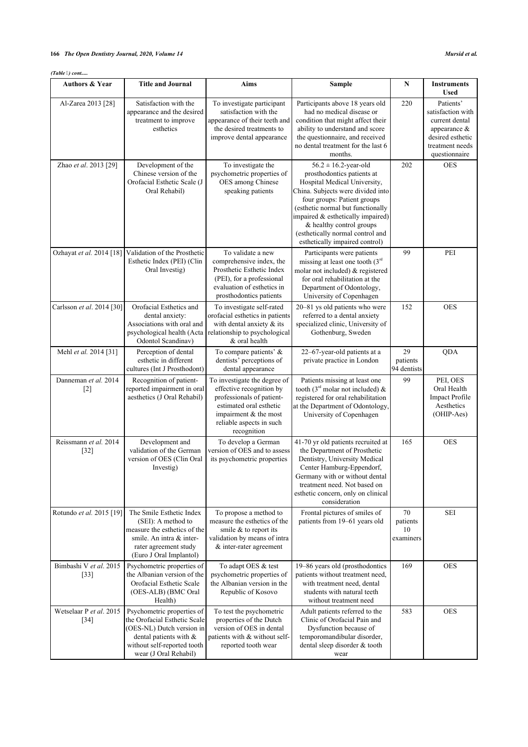*(Table ) cont.....*

| Authors & Year | Title and Journal | Aims | Sample | N | Instruments Used |
|---|---|---|---|---|---|
| Al-Zarea 2013 [28] | Satisfaction with the appearance and the desired treatment to improve esthetics | To investigate participant satisfaction with the appearance of their teeth and the desired treatments to improve dental appearance | Participants above 18 years old had no medical disease or condition that might affect their ability to understand and score the questionnaire, and received no dental treatment for the last 6 months. | 220 | Patients' satisfaction with current dental appearance & desired esthetic treatment needs questionnaire |
| Zhao *et al.* 2013 [29] | Development of the Chinese version of the Orofacial Esthetic Scale (J Oral Rehabil) | To investigate the psychometric properties of OES among Chinese speaking patients | 56.2 ± 16.2-year-old prosthodontics patients at Hospital Medical University, China. Subjects were divided into four groups: Patient groups (esthetic normal but functionally impaired & esthetically impaired) & healthy control groups (esthetically normal control and esthetically impaired control) | 202 | OES |
| Ozhayat *et al.* 2014 [18] | Validation of the Prosthetic Esthetic Index (PEI) (Clin Oral Investig) | To validate a new comprehensive index, the Prosthetic Esthetic Index (PEI), for a professional evaluation of esthetics in prosthodontics patients | Participants were patients missing at least one tooth (3rd molar not included) & registered for oral rehabilitation at the Department of Odontology, University of Copenhagen | 99 | PEI |
| Carlsson *et al.* 2014 [30] | Orofacial Esthetics and dental anxiety: Associations with oral and psychological health (Acta Odontol Scandinav) | To investigate self-rated orofacial esthetics in patients with dental anxiety & its relationship to psychological & oral health | 20–81 ys old patients who were referred to a dental anxiety specialized clinic, University of Gothenburg, Sweden | 152 | OES |
| Mehl *et al.* 2014 [31] | Perception of dental esthetic in different cultures (Int J Prosthodont) | To compare patients' & dentists' perceptions of dental appearance | 22–67-year-old patients at a private practice in London | 29 patients 94 dentists | QDA |
| Danneman *et al.* 2014 [2] | Recognition of patient-reported impairment in oral aesthetics (J Oral Rehabil) | To investigate the degree of effective recognition by professionals of patient-estimated oral esthetic impairment & the most reliable aspects in such recognition | Patients missing at least one tooth (3rd molar not included) & registered for oral rehabilitation at the Department of Odontology, University of Copenhagen | 99 | PEI, OES Oral Health Impact Profile Aesthetics (OHIP-Aes) |
| Reissmann *et al.* 2014 [32] | Development and validation of the German version of OES (Clin Oral Investig) | To develop a German version of OES and to assess its psychometric properties | 41-70 yr old patients recruited at the Department of Prosthetic Dentistry, University Medical Center Hamburg-Eppendorf, Germany with or without dental treatment need. Not based on esthetic concern, only on clinical consideration | 165 | OES |
| Rotundo *et al.* 2015 [19] | The Smile Esthetic Index (SEI): A method to measure the esthetics of the smile. An intra & inter-rater agreement study (Euro J Oral Implantol) | To propose a method to measure the esthetics of the smile & to report its validation by means of intra & inter-rater agreement | Frontal pictures of smiles of patients from 19–61 years old | 70 patients 10 examiners | SEI |
| Bimbashi V *et al.* 2015 [33] | Psychometric properties of the Albanian version of the Orofacial Esthetic Scale (OES-ALB) (BMC Oral Health) | To adapt OES & test psychometric properties of the Albanian version in the Republic of Kosovo | 19–86 years old (prosthodontics patients without treatment need, with treatment need, dental students with natural teeth without treatment need | 169 | OES |
| Wetselaar P *et al.* 2015 [34] | Psychometric properties of the Orofacial Esthetic Scale (OES-NL) Dutch version in dental patients with & without self-reported tooth wear (J Oral Rehabil) | To test the psychometric properties of the Dutch version of OES in dental patients with & without self-reported tooth wear | Adult patients referred to the Clinic of Orofacial Pain and Dysfunction because of temporomandibular disorder, dental sleep disorder & tooth wear | 583 | OES |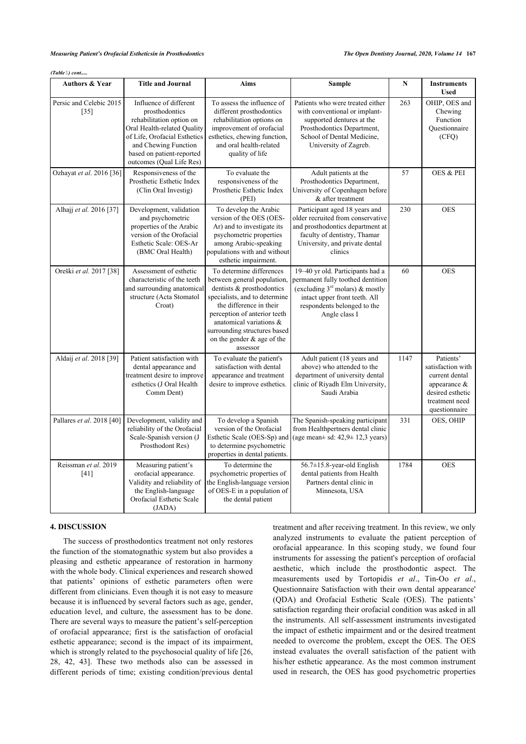*(Table ) cont.....*

| Authors & Year | Title and Journal | Aims | Sample | N | Instruments Used |
|---|---|---|---|---|---|
| Persic and Celebic 2015 [35] | Influence of different prosthodontics rehabilitation option on Oral Health-related Quality of Life, Orofacial Esthetics and Chewing Function based on patient-reported outcomes (Qual Life Res) | To assess the influence of different prosthodontics rehabilitation options on improvement of orofacial esthetics, chewing function, and oral health-related quality of life | Patients who were treated either with conventional or implant-supported dentures at the Prosthodontics Department, School of Dental Medicine, University of Zagreb. | 263 | OHIP, OES and Chewing Function Questionnaire (CFQ) |
| Ozhayat *et al*. 2016 [36] | Responsiveness of the Prosthetic Esthetic Index (Clin Oral Investig) | To evaluate the responsiveness of the Prosthetic Esthetic Index (PEI) | Adult patients at the Prosthodontics Department, University of Copenhagen before & after treatment | 57 | OES & PEI |
| Alhajj *et al.* 2016 [37] | Development, validation and psychometric properties of the Arabic version of the Orofacial Esthetic Scale: OES-Ar (BMC Oral Health) | To develop the Arabic version of the OES (OES-Ar) and to investigate its psychometric properties among Arabic-speaking populations with and without esthetic impairment. | Participant aged 18 years and older recruited from conservative and prosthodontics department at faculty of dentistry, Thamar University, and private dental clinics | 230 | OES |
| Oreški *et al.* 2017 [38] | Assessment of esthetic characteristic of the teeth and surrounding anatomical structure (Acta Stomatol Croat) | To determine differences between general population, dentists & prosthodontics specialists, and to determine the difference in their perception of anterior teeth anatomical variations & surrounding structures based on the gender & age of the assessor | 19–40 yr old. Participants had a permanent fully toothed dentition (excluding 3rd molars) & mostly intact upper front teeth. All respondents belonged to the Angle class I | 60 | OES |
| Aldaij *et al*. 2018 [39] | Patient satisfaction with dental appearance and treatment desire to improve esthetics (J Oral Health Comm Dent) | To evaluate the patient's satisfaction with dental appearance and treatment desire to improve esthetics. | Adult patient (18 years and above) who attended to the department of university dental clinic of Riyadh Elm University, Saudi Arabia | 1147 | Patients' satisfaction with current dental appearance & desired esthetic treatment need questionnaire |
| Pallares *et al*. 2018 [40] | Development, validity and reliability of the Orofacial Scale-Spanish version (J Prosthodont Res) | To develop a Spanish version of the Orofacial Esthetic Scale (OES-Sp) and to determine psychometric properties in dental patients. | The Spanish-speaking participant from Healthpertners dental clinic (age mean± sd: 42,9± 12,3 years) | 331 | OES, OHIP |
| Reissman *et al*. 2019 [41] | Measuring patient's orofacial appearance. Validity and reliability of the English-language Orofacial Esthetic Scale (JADA) | To determine the psychometric properties of the English-language version of OES-E in a population of the dental patient | 56.7±15.8-year-old English dental patients from Health Partners dental clinic in Minnesota, USA | 1784 | OES |

## 4. DISCUSSION

The success of prosthodontics treatment not only restores the function of the stomatognathic system but also provides a pleasing and esthetic appearance of restoration in harmony with the whole body. Clinical experiences and research showed that patients' opinions of esthetic parameters often were different from clinicians. Even though it is not easy to measure because it is influenced by several factors such as age, gender, education level, and culture, the assessment has to be done. There are several ways to measure the patient's self-perception of orofacial appearance; first is the satisfaction of orofacial esthetic appearance; second is the impact of its impairment, which is strongly related to the psychosocial quality of life [26, 28, 42, 43]. These two methods also can be assessed in different periods of time; existing condition/previous dental treatment and after receiving treatment. In this review, we only analyzed instruments to evaluate the patient perception of orofacial appearance. In this scoping study, we found four instruments for assessing the patient's perception of orofacial aesthetic, which include the prosthodontic aspect. The measurements used by Tortopidis *et al*., Tin-Oo *et al*., Questionnaire Satisfaction with their own dental appearance' (QDA) and Orofacial Esthetic Scale (OES). The patients' satisfaction regarding their orofacial condition was asked in all the instruments. All self-assessment instruments investigated the impact of esthetic impairment and or the desired treatment needed to overcome the problem, except the OES. The OES instead evaluates the overall satisfaction of the patient with his/her esthetic appearance. As the most common instrument used in research, the OES has good psychometric properties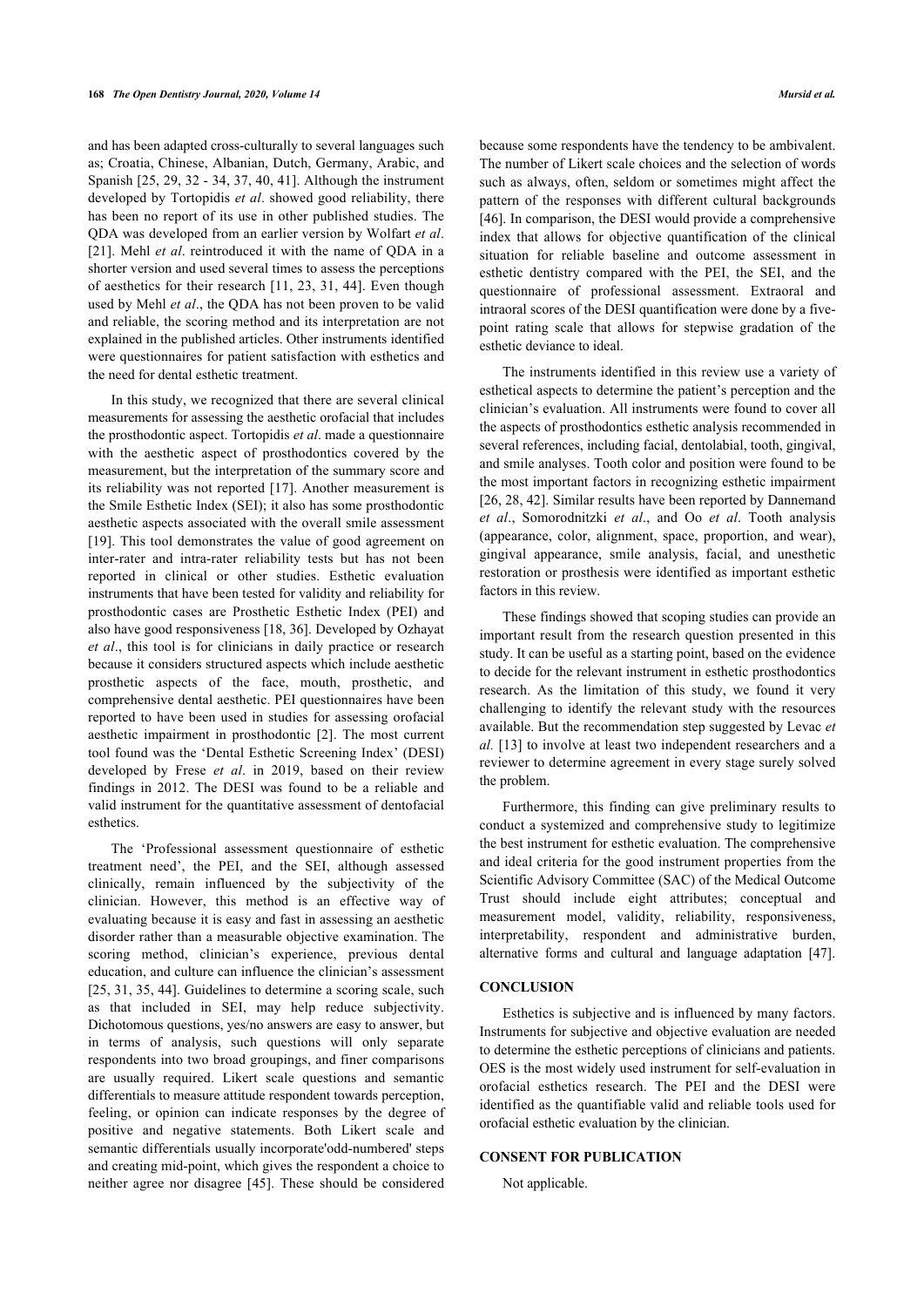and has been adapted cross-culturally to several languages such as; Croatia, Chinese, Albanian, Dutch, Germany, Arabic, and Spanish [25, 29, 32 - 34, 37, 40, 41]. Although the instrument developed by Tortopidis *et al*. showed good reliability, there has been no report of its use in other published studies. The QDA was developed from an earlier version by Wolfart *et al*. [21]. Mehl *et al*. reintroduced it with the name of QDA in a shorter version and used several times to assess the perceptions of aesthetics for their research [11, 23, 31, 44]. Even though used by Mehl *et al*., the QDA has not been proven to be valid and reliable, the scoring method and its interpretation are not explained in the published articles. Other instruments identified were questionnaires for patient satisfaction with esthetics and the need for dental esthetic treatment.

In this study, we recognized that there are several clinical measurements for assessing the aesthetic orofacial that includes the prosthodontic aspect. Tortopidis *et al*. made a questionnaire with the aesthetic aspect of prosthodontics covered by the measurement, but the interpretation of the summary score and its reliability was not reported [17]. Another measurement is the Smile Esthetic Index (SEI); it also has some prosthodontic aesthetic aspects associated with the overall smile assessment [19]. This tool demonstrates the value of good agreement on inter-rater and intra-rater reliability tests but has not been reported in clinical or other studies. Esthetic evaluation instruments that have been tested for validity and reliability for prosthodontic cases are Prosthetic Esthetic Index (PEI) and also have good responsiveness [18, 36]. Developed by Ozhayat *et al*., this tool is for clinicians in daily practice or research because it considers structured aspects which include aesthetic prosthetic aspects of the face, mouth, prosthetic, and comprehensive dental aesthetic. PEI questionnaires have been reported to have been used in studies for assessing orofacial aesthetic impairment in prosthodontic [2]. The most current tool found was the 'Dental Esthetic Screening Index' (DESI) developed by Frese *et al*. in 2019, based on their review findings in 2012. The DESI was found to be a reliable and valid instrument for the quantitative assessment of dentofacial esthetics.

The 'Professional assessment questionnaire of esthetic treatment need', the PEI, and the SEI, although assessed clinically, remain influenced by the subjectivity of the clinician. However, this method is an effective way of evaluating because it is easy and fast in assessing an aesthetic disorder rather than a measurable objective examination. The scoring method, clinician's experience, previous dental education, and culture can influence the clinician's assessment [25, 31, 35, 44]. Guidelines to determine a scoring scale, such as that included in SEI, may help reduce subjectivity. Dichotomous questions, yes/no answers are easy to answer, but in terms of analysis, such questions will only separate respondents into two broad groupings, and finer comparisons are usually required. Likert scale questions and semantic differentials to measure attitude respondent towards perception, feeling, or opinion can indicate responses by the degree of positive and negative statements. Both Likert scale and semantic differentials usually incorporate'odd-numbered' steps and creating mid-point, which gives the respondent a choice to neither agree nor disagree [45]. These should be considered because some respondents have the tendency to be ambivalent. The number of Likert scale choices and the selection of words such as always, often, seldom or sometimes might affect the pattern of the responses with different cultural backgrounds [46]. In comparison, the DESI would provide a comprehensive index that allows for objective quantification of the clinical situation for reliable baseline and outcome assessment in esthetic dentistry compared with the PEI, the SEI, and the questionnaire of professional assessment. Extraoral and intraoral scores of the DESI quantification were done by a five-point rating scale that allows for stepwise gradation of the esthetic deviance to ideal.

The instruments identified in this review use a variety of esthetical aspects to determine the patient's perception and the clinician's evaluation. All instruments were found to cover all the aspects of prosthodontics esthetic analysis recommended in several references, including facial, dentolabial, tooth, gingival, and smile analyses. Tooth color and position were found to be the most important factors in recognizing esthetic impairment [26, 28, 42]. Similar results have been reported by Dannemand *et al*., Somorodnitzki *et al*., and Oo *et al*. Tooth analysis (appearance, color, alignment, space, proportion, and wear), gingival appearance, smile analysis, facial, and unesthetic restoration or prosthesis were identified as important esthetic factors in this review.

These findings showed that scoping studies can provide an important result from the research question presented in this study. It can be useful as a starting point, based on the evidence to decide for the relevant instrument in esthetic prosthodontics research. As the limitation of this study, we found it very challenging to identify the relevant study with the resources available. But the recommendation step suggested by Levac *et al.* [13] to involve at least two independent researchers and a reviewer to determine agreement in every stage surely solved the problem.

Furthermore, this finding can give preliminary results to conduct a systemized and comprehensive study to legitimize the best instrument for esthetic evaluation. The comprehensive and ideal criteria for the good instrument properties from the Scientific Advisory Committee (SAC) of the Medical Outcome Trust should include eight attributes; conceptual and measurement model, validity, reliability, responsiveness, interpretability, respondent and administrative burden, alternative forms and cultural and language adaptation [47].

## CONCLUSION

Esthetics is subjective and is influenced by many factors. Instruments for subjective and objective evaluation are needed to determine the esthetic perceptions of clinicians and patients. OES is the most widely used instrument for self-evaluation in orofacial esthetics research. The PEI and the DESI were identified as the quantifiable valid and reliable tools used for orofacial esthetic evaluation by the clinician.

## CONSENT FOR PUBLICATION

Not applicable.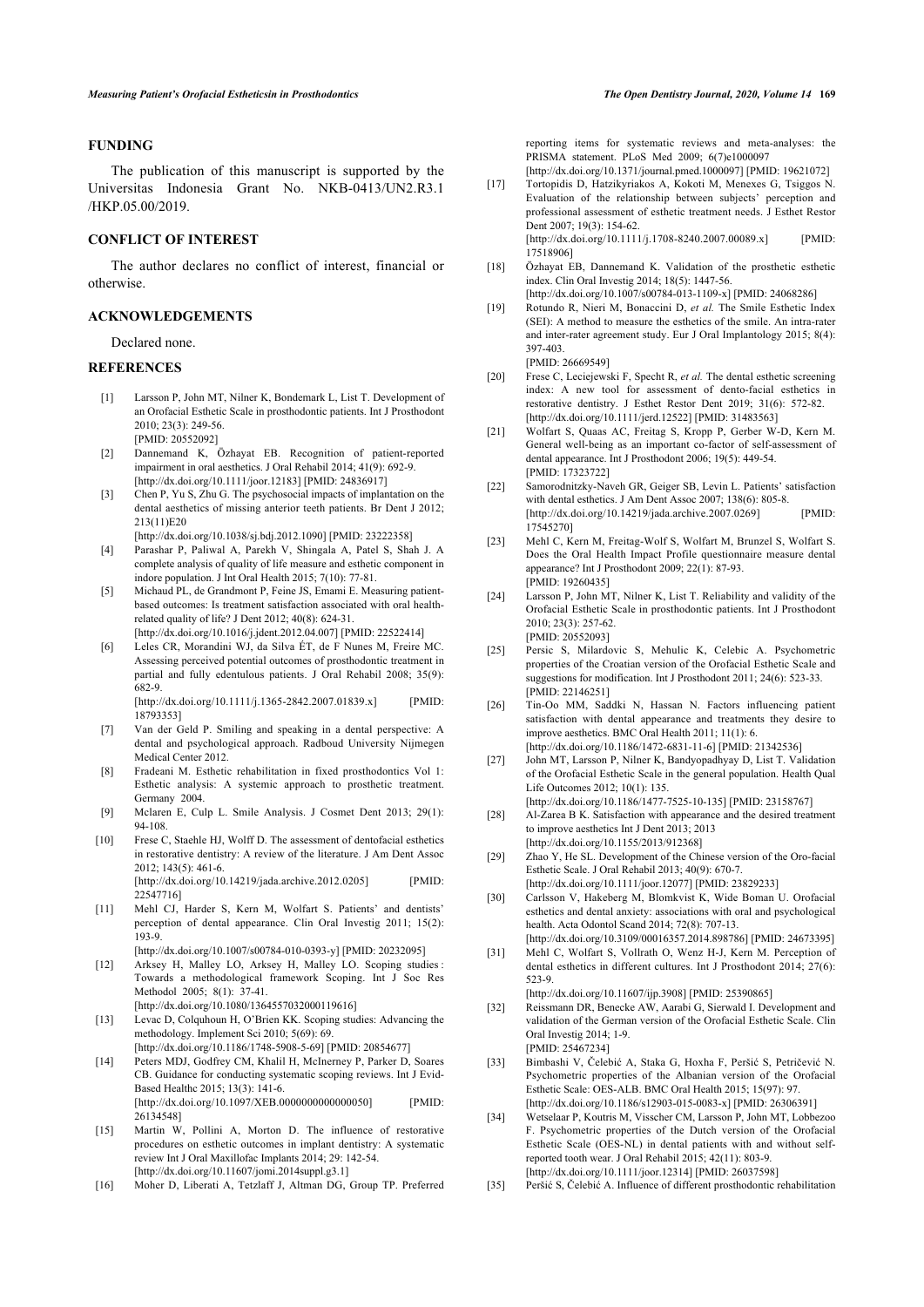## FUNDING

The publication of this manuscript is supported by the Universitas Indonesia Grant No. NKB-0413/UN2.R3.1 /HKP.05.00/2019.

## CONFLICT OF INTEREST

The author declares no conflict of interest, financial or otherwise.

## ACKNOWLEDGEMENTS

Declared none.

## REFERENCES

[1] Larsson P, John MT, Nilner K, Bondemark L, List T. Development of an Orofacial Esthetic Scale in prosthodontic patients. Int J Prosthodont 2010; 23(3): 249-56. [PMID: 20552092]

[2] Dannemand K, Özhayat EB. Recognition of patient-reported impairment in oral aesthetics. J Oral Rehabil 2014; 41(9): 692-9. [http://dx.doi.org/10.1111/joor.12183] [PMID: 24836917]

[3] Chen P, Yu S, Zhu G. The psychosocial impacts of implantation on the dental aesthetics of missing anterior teeth patients. Br Dent J 2012; 213(11)E20 [http://dx.doi.org/10.1038/sj.bdj.2012.1090] [PMID: 23222358]

[4] Parashar P, Paliwal A, Parekh V, Shingala A, Patel S, Shah J. A complete analysis of quality of life measure and esthetic component in indore population. J Int Oral Health 2015; 7(10): 77-81.

[5] Michaud PL, de Grandmont P, Feine JS, Emami E. Measuring patient-based outcomes: Is treatment satisfaction associated with oral health-related quality of life? J Dent 2012; 40(8): 624-31. [http://dx.doi.org/10.1016/j.jdent.2012.04.007] [PMID: 22522414]

[6] Leles CR, Morandini WJ, da Silva ÉT, de F Nunes M, Freire MC. Assessing perceived potential outcomes of prosthodontic treatment in partial and fully edentulous patients. J Oral Rehabil 2008; 35(9): 682-9. [http://dx.doi.org/10.1111/j.1365-2842.2007.01839.x] [PMID: 18793353]

[7] Van der Geld P. Smiling and speaking in a dental perspective: A dental and psychological approach. Radboud University Nijmegen Medical Center 2012.

[8] Fradeani M. Esthetic rehabilitation in fixed prosthodontics Vol 1: Esthetic analysis: A systemic approach to prosthetic treatment. Germany 2004.

[9] Mclaren E, Culp L. Smile Analysis. J Cosmet Dent 2013; 29(1): 94-108.

[10] Frese C, Staehle HJ, Wolff D. The assessment of dentofacial esthetics in restorative dentistry: A review of the literature. J Am Dent Assoc 2012; 143(5): 461-6. [http://dx.doi.org/10.14219/jada.archive.2012.0205] [PMID: 22547716]

[11] Mehl CJ, Harder S, Kern M, Wolfart S. Patients' and dentists' perception of dental appearance. Clin Oral Investig 2011; 15(2): 193-9. [http://dx.doi.org/10.1007/s00784-010-0393-y] [PMID: 20232095]

[12] Arksey H, Malley LO, Arksey H, Malley LO. Scoping studies : Towards a methodological framework Scoping. Int J Soc Res Methodol 2005; 8(1): 37-41. [http://dx.doi.org/10.1080/1364557032000119616]

[13] Levac D, Colquhoun H, O'Brien KK. Scoping studies: Advancing the methodology. Implement Sci 2010; 5(69): 69. [http://dx.doi.org/10.1186/1748-5908-5-69] [PMID: 20854677]

[14] Peters MDJ, Godfrey CM, Khalil H, McInerney P, Parker D, Soares CB. Guidance for conducting systematic scoping reviews. Int J Evid-Based Healthc 2015; 13(3): 141-6. [http://dx.doi.org/10.1097/XEB.0000000000000050] [PMID: 26134548]

[15] Martin W, Pollini A, Morton D. The influence of restorative procedures on esthetic outcomes in implant dentistry: A systematic review Int J Oral Maxillofac Implants 2014; 29: 142-54. [http://dx.doi.org/10.11607/jomi.2014suppl.g3.1]

[16] Moher D, Liberati A, Tetzlaff J, Altman DG, Group TP. Preferred reporting items for systematic reviews and meta-analyses: the PRISMA statement. PLoS Med 2009; 6(7)e1000097 [http://dx.doi.org/10.1371/journal.pmed.1000097] [PMID: 19621072]

[17] Tortopidis D, Hatzikyriakos A, Kokoti M, Menexes G, Tsiggos N. Evaluation of the relationship between subjects' perception and professional assessment of esthetic treatment needs. J Esthet Restor Dent 2007; 19(3): 154-62. [http://dx.doi.org/10.1111/j.1708-8240.2007.00089.x] [PMID: 17518906]

[18] Özhayat EB, Dannemand K. Validation of the prosthetic esthetic index. Clin Oral Investig 2014; 18(5): 1447-56. [http://dx.doi.org/10.1007/s00784-013-1109-x] [PMID: 24068286]

[19] Rotundo R, Nieri M, Bonaccini D, *et al.* The Smile Esthetic Index (SEI): A method to measure the esthetics of the smile. An intra-rater and inter-rater agreement study. Eur J Oral Implantology 2015; 8(4): 397-403. [PMID: 26669549]

[20] Frese C, Leciejewski F, Specht R, *et al.* The dental esthetic screening index: A new tool for assessment of dento-facial esthetics in restorative dentistry. J Esthet Restor Dent 2019; 31(6): 572-82. [http://dx.doi.org/10.1111/jerd.12522] [PMID: 31483563]

[21] Wolfart S, Quaas AC, Freitag S, Kropp P, Gerber W-D, Kern M. General well-being as an important co-factor of self-assessment of dental appearance. Int J Prosthodont 2006; 19(5): 449-54. [PMID: 17323722]

[22] Samorodnitzky-Naveh GR, Geiger SB, Levin L. Patients' satisfaction with dental esthetics. J Am Dent Assoc 2007; 138(6): 805-8. [http://dx.doi.org/10.14219/jada.archive.2007.0269] [PMID: 17545270]

[23] Mehl C, Kern M, Freitag-Wolf S, Wolfart M, Brunzel S, Wolfart S. Does the Oral Health Impact Profile questionnaire measure dental appearance? Int J Prosthodont 2009; 22(1): 87-93. [PMID: 19260435]

[24] Larsson P, John MT, Nilner K, List T. Reliability and validity of the Orofacial Esthetic Scale in prosthodontic patients. Int J Prosthodont 2010; 23(3): 257-62. [PMID: 20552093]

[25] Persic S, Milardovic S, Mehulic K, Celebic A. Psychometric properties of the Croatian version of the Orofacial Esthetic Scale and suggestions for modification. Int J Prosthodont 2011; 24(6): 523-33. [PMID: 22146251]

[26] Tin-Oo MM, Saddki N, Hassan N. Factors influencing patient satisfaction with dental appearance and treatments they desire to improve aesthetics. BMC Oral Health 2011; 11(1): 6. [http://dx.doi.org/10.1186/1472-6831-11-6] [PMID: 21342536]

[27] John MT, Larsson P, Nilner K, Bandyopadhyay D, List T. Validation of the Orofacial Esthetic Scale in the general population. Health Qual Life Outcomes 2012; 10(1): 135. [http://dx.doi.org/10.1186/1477-7525-10-135] [PMID: 23158767]

[28] Al-Zarea B K. Satisfaction with appearance and the desired treatment to improve aesthetics Int J Dent 2013; 2013 [http://dx.doi.org/10.1155/2013/912368]

[29] Zhao Y, He SL. Development of the Chinese version of the Oro-facial Esthetic Scale. J Oral Rehabil 2013; 40(9): 670-7. [http://dx.doi.org/10.1111/joor.12077] [PMID: 23829233]

[30] Carlsson V, Hakeberg M, Blomkvist K, Wide Boman U. Orofacial esthetics and dental anxiety: associations with oral and psychological health. Acta Odontol Scand 2014; 72(8): 707-13. [http://dx.doi.org/10.3109/00016357.2014.898786] [PMID: 24673395]

[31] Mehl C, Wolfart S, Vollrath O, Wenz H-J, Kern M. Perception of dental esthetics in different cultures. Int J Prosthodont 2014; 27(6): 523-9. [http://dx.doi.org/10.11607/ijp.3908] [PMID: 25390865]

[32] Reissmann DR, Benecke AW, Aarabi G, Sierwald I. Development and validation of the German version of the Orofacial Esthetic Scale. Clin Oral Investig 2014; 1-9. [PMID: 25467234]

[33] Bimbashi V, Čelebić A, Staka G, Hoxha F, Peršić S, Petričević N. Psychometric properties of the Albanian version of the Orofacial Esthetic Scale: OES-ALB. BMC Oral Health 2015; 15(97): 97. [http://dx.doi.org/10.1186/s12903-015-0083-x] [PMID: 26306391]

[34] Wetselaar P, Koutris M, Visscher CM, Larsson P, John MT, Lobbezoo F. Psychometric properties of the Dutch version of the Orofacial Esthetic Scale (OES-NL) in dental patients with and without self-reported tooth wear. J Oral Rehabil 2015; 42(11): 803-9. [http://dx.doi.org/10.1111/joor.12314] [PMID: 26037598]

[35] Peršić S, Čelebić A. Influence of different prosthodontic rehabilitation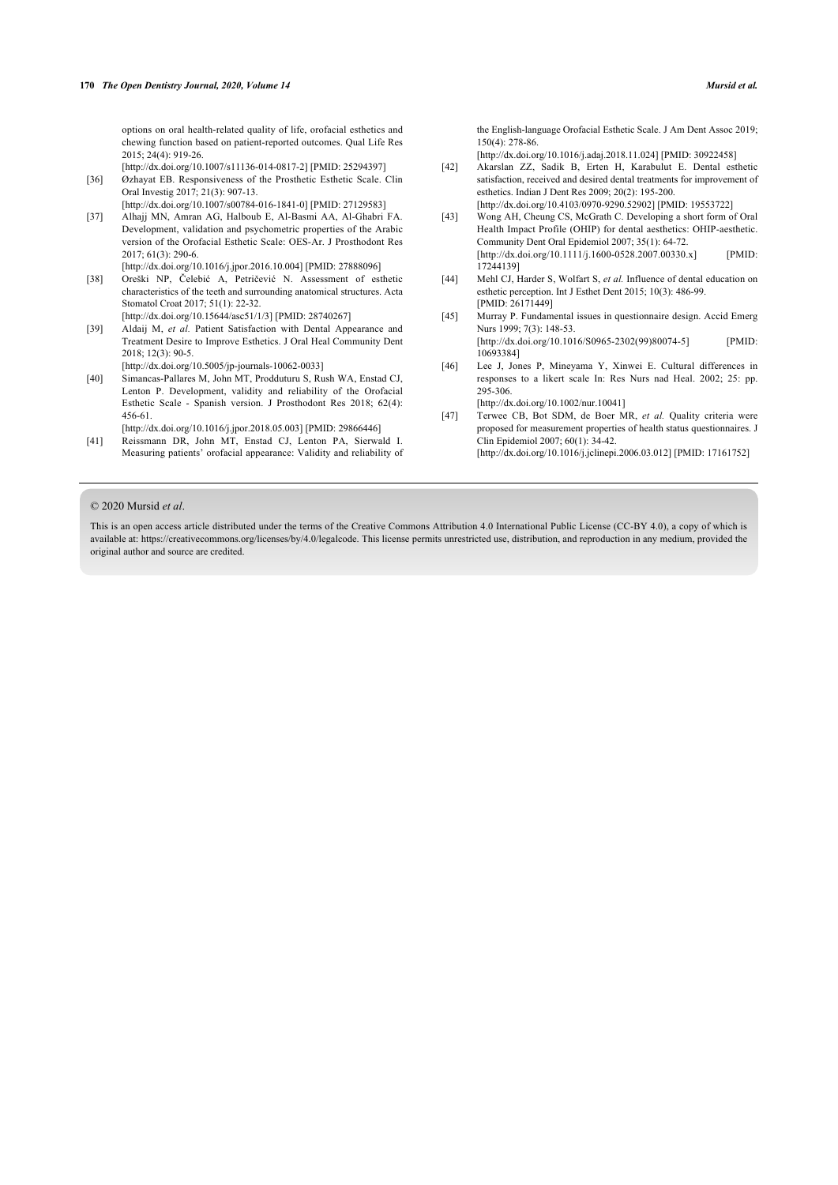options on oral health-related quality of life, orofacial esthetics and chewing function based on patient-reported outcomes. Qual Life Res 2015; 24(4): 919-26.
[http://dx.doi.org/10.1007/s11136-014-0817-2] [PMID: 25294397]

[36] Øzhayat EB. Responsiveness of the Prosthetic Esthetic Scale. Clin Oral Investig 2017; 21(3): 907-13.
[http://dx.doi.org/10.1007/s00784-016-1841-0] [PMID: 27129583]

[37] Alhajj MN, Amran AG, Halboub E, Al-Basmi AA, Al-Ghabri FA. Development, validation and psychometric properties of the Arabic version of the Orofacial Esthetic Scale: OES-Ar. J Prosthodont Res 2017; 61(3): 290-6.
[http://dx.doi.org/10.1016/j.jpor.2016.10.004] [PMID: 27888096]

[38] Oreški NP, Čelebić A, Petričević N. Assessment of esthetic characteristics of the teeth and surrounding anatomical structures. Acta Stomatol Croat 2017; 51(1): 22-32.
[http://dx.doi.org/10.15644/asc51/1/3] [PMID: 28740267]

[39] Aldaij M, *et al.* Patient Satisfaction with Dental Appearance and Treatment Desire to Improve Esthetics. J Oral Heal Community Dent 2018; 12(3): 90-5.
[http://dx.doi.org/10.5005/jp-journals-10062-0033]

[40] Simancas-Pallares M, John MT, Prodduturu S, Rush WA, Enstad CJ, Lenton P. Development, validity and reliability of the Orofacial Esthetic Scale - Spanish version. J Prosthodont Res 2018; 62(4): 456-61.
[http://dx.doi.org/10.1016/j.jpor.2018.05.003] [PMID: 29866446]

[41] Reissmann DR, John MT, Enstad CJ, Lenton PA, Sierwald I. Measuring patients' orofacial appearance: Validity and reliability of the English-language Orofacial Esthetic Scale. J Am Dent Assoc 2019; 150(4): 278-86.
[http://dx.doi.org/10.1016/j.adaj.2018.11.024] [PMID: 30922458]

[42] Akarslan ZZ, Sadik B, Erten H, Karabulut E. Dental esthetic satisfaction, received and desired dental treatments for improvement of esthetics. Indian J Dent Res 2009; 20(2): 195-200.
[http://dx.doi.org/10.4103/0970-9290.52902] [PMID: 19553722]

[43] Wong AH, Cheung CS, McGrath C. Developing a short form of Oral Health Impact Profile (OHIP) for dental aesthetics: OHIP-aesthetic. Community Dent Oral Epidemiol 2007; 35(1): 64-72.
[http://dx.doi.org/10.1111/j.1600-0528.2007.00330.x] [PMID: 17244139]

[44] Mehl CJ, Harder S, Wolfart S, *et al.* Influence of dental education on esthetic perception. Int J Esthet Dent 2015; 10(3): 486-99.
[PMID: 26171449]

[45] Murray P. Fundamental issues in questionnaire design. Accid Emerg Nurs 1999; 7(3): 148-53.
[http://dx.doi.org/10.1016/S0965-2302(99)80074-5] [PMID: 10693384]

[46] Lee J, Jones P, Mineyama Y, Xinwei E. Cultural differences in responses to a likert scale In: Res Nurs nad Heal. 2002; 25: pp. 295-306.
[http://dx.doi.org/10.1002/nur.10041]

[47] Terwee CB, Bot SDM, de Boer MR, *et al.* Quality criteria were proposed for measurement properties of health status questionnaires. J Clin Epidemiol 2007; 60(1): 34-42.
[http://dx.doi.org/10.1016/j.jclinepi.2006.03.012] [PMID: 17161752]

---

© 2020 Mursid *et al*.

This is an open access article distributed under the terms of the Creative Commons Attribution 4.0 International Public License (CC-BY 4.0), a copy of which is available at: https://creativecommons.org/licenses/by/4.0/legalcode. This license permits unrestricted use, distribution, and reproduction in any medium, provided the original author and source are credited.